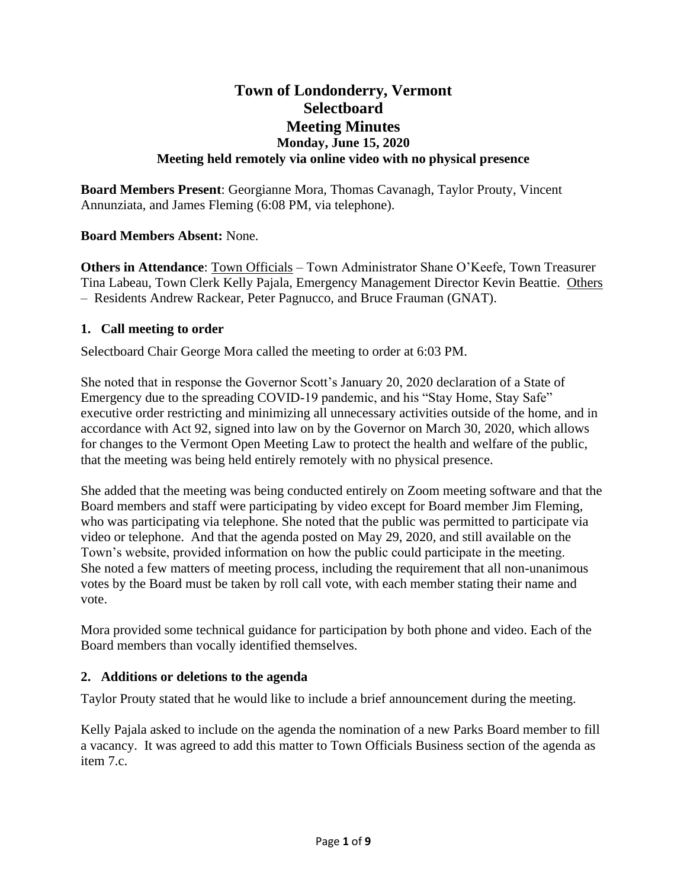# Town of Londonderry, Vermont
# Selectboard
# Meeting Minutes
### Monday, June 15, 2020
### Meeting held remotely via online video with no physical presence

**Board Members Present**: Georgianne Mora, Thomas Cavanagh, Taylor Prouty, Vincent Annunziata, and James Fleming (6:08 PM, via telephone).

**Board Members Absent:** None.

**Others in Attendance**: Town Officials – Town Administrator Shane O'Keefe, Town Treasurer Tina Labeau, Town Clerk Kelly Pajala, Emergency Management Director Kevin Beattie. Others – Residents Andrew Rackear, Peter Pagnucco, and Bruce Frauman (GNAT).

## 1. Call meeting to order

Selectboard Chair George Mora called the meeting to order at 6:03 PM.

She noted that in response the Governor Scott's January 20, 2020 declaration of a State of Emergency due to the spreading COVID-19 pandemic, and his "Stay Home, Stay Safe" executive order restricting and minimizing all unnecessary activities outside of the home, and in accordance with Act 92, signed into law on by the Governor on March 30, 2020, which allows for changes to the Vermont Open Meeting Law to protect the health and welfare of the public, that the meeting was being held entirely remotely with no physical presence.

She added that the meeting was being conducted entirely on Zoom meeting software and that the Board members and staff were participating by video except for Board member Jim Fleming, who was participating via telephone. She noted that the public was permitted to participate via video or telephone. And that the agenda posted on May 29, 2020, and still available on the Town's website, provided information on how the public could participate in the meeting. She noted a few matters of meeting process, including the requirement that all non-unanimous votes by the Board must be taken by roll call vote, with each member stating their name and vote.

Mora provided some technical guidance for participation by both phone and video. Each of the Board members than vocally identified themselves.

## 2. Additions or deletions to the agenda

Taylor Prouty stated that he would like to include a brief announcement during the meeting.

Kelly Pajala asked to include on the agenda the nomination of a new Parks Board member to fill a vacancy. It was agreed to add this matter to Town Officials Business section of the agenda as item 7.c.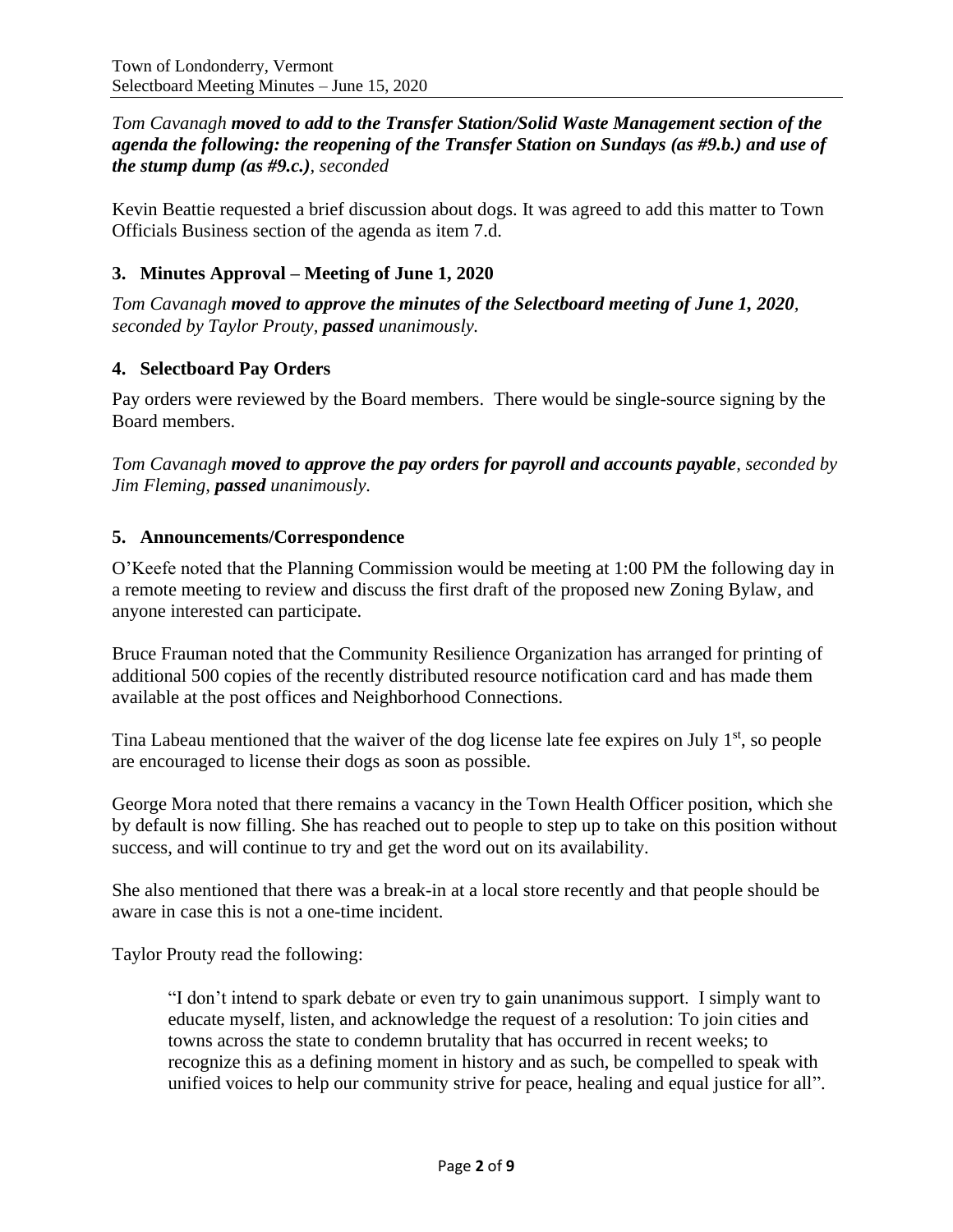*Tom Cavanagh **moved to add to the Transfer Station/Solid Waste Management section of the agenda the following: the reopening of the Transfer Station on Sundays (as #9.b.) and use of the stump dump (as #9.c.)**, seconded*

Kevin Beattie requested a brief discussion about dogs. It was agreed to add this matter to Town Officials Business section of the agenda as item 7.d.

## 3. Minutes Approval – Meeting of June 1, 2020

*Tom Cavanagh **moved to approve the minutes of the Selectboard meeting of June 1, 2020**, seconded by Taylor Prouty, **passed** unanimously.*

## 4. Selectboard Pay Orders

Pay orders were reviewed by the Board members. There would be single-source signing by the Board members.

*Tom Cavanagh **moved to approve the pay orders for payroll and accounts payable**, seconded by Jim Fleming, **passed** unanimously.*

## 5. Announcements/Correspondence

O'Keefe noted that the Planning Commission would be meeting at 1:00 PM the following day in a remote meeting to review and discuss the first draft of the proposed new Zoning Bylaw, and anyone interested can participate.

Bruce Frauman noted that the Community Resilience Organization has arranged for printing of additional 500 copies of the recently distributed resource notification card and has made them available at the post offices and Neighborhood Connections.

Tina Labeau mentioned that the waiver of the dog license late fee expires on July 1st, so people are encouraged to license their dogs as soon as possible.

George Mora noted that there remains a vacancy in the Town Health Officer position, which she by default is now filling. She has reached out to people to step up to take on this position without success, and will continue to try and get the word out on its availability.

She also mentioned that there was a break-in at a local store recently and that people should be aware in case this is not a one-time incident.

Taylor Prouty read the following:

> "I don't intend to spark debate or even try to gain unanimous support. I simply want to educate myself, listen, and acknowledge the request of a resolution: To join cities and towns across the state to condemn brutality that has occurred in recent weeks; to recognize this as a defining moment in history and as such, be compelled to speak with unified voices to help our community strive for peace, healing and equal justice for all".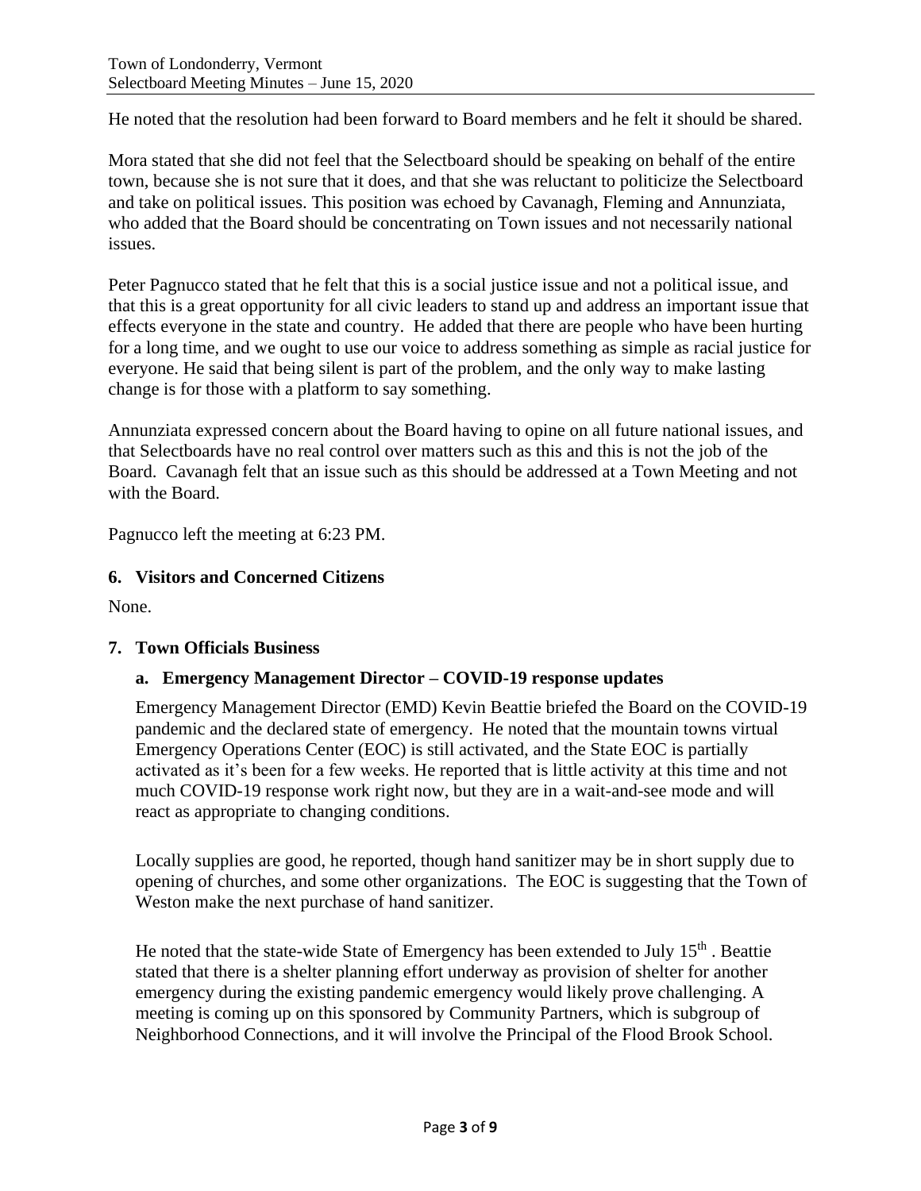He noted that the resolution had been forward to Board members and he felt it should be shared.

Mora stated that she did not feel that the Selectboard should be speaking on behalf of the entire town, because she is not sure that it does, and that she was reluctant to politicize the Selectboard and take on political issues. This position was echoed by Cavanagh, Fleming and Annunziata, who added that the Board should be concentrating on Town issues and not necessarily national issues.

Peter Pagnucco stated that he felt that this is a social justice issue and not a political issue, and that this is a great opportunity for all civic leaders to stand up and address an important issue that effects everyone in the state and country. He added that there are people who have been hurting for a long time, and we ought to use our voice to address something as simple as racial justice for everyone. He said that being silent is part of the problem, and the only way to make lasting change is for those with a platform to say something.

Annunziata expressed concern about the Board having to opine on all future national issues, and that Selectboards have no real control over matters such as this and this is not the job of the Board. Cavanagh felt that an issue such as this should be addressed at a Town Meeting and not with the Board.

Pagnucco left the meeting at 6:23 PM.

## 6. Visitors and Concerned Citizens

None.

## 7. Town Officials Business

### a. Emergency Management Director – COVID-19 response updates

Emergency Management Director (EMD) Kevin Beattie briefed the Board on the COVID-19 pandemic and the declared state of emergency. He noted that the mountain towns virtual Emergency Operations Center (EOC) is still activated, and the State EOC is partially activated as it's been for a few weeks. He reported that is little activity at this time and not much COVID-19 response work right now, but they are in a wait-and-see mode and will react as appropriate to changing conditions.

Locally supplies are good, he reported, though hand sanitizer may be in short supply due to opening of churches, and some other organizations. The EOC is suggesting that the Town of Weston make the next purchase of hand sanitizer.

He noted that the state-wide State of Emergency has been extended to July 15th . Beattie stated that there is a shelter planning effort underway as provision of shelter for another emergency during the existing pandemic emergency would likely prove challenging. A meeting is coming up on this sponsored by Community Partners, which is subgroup of Neighborhood Connections, and it will involve the Principal of the Flood Brook School.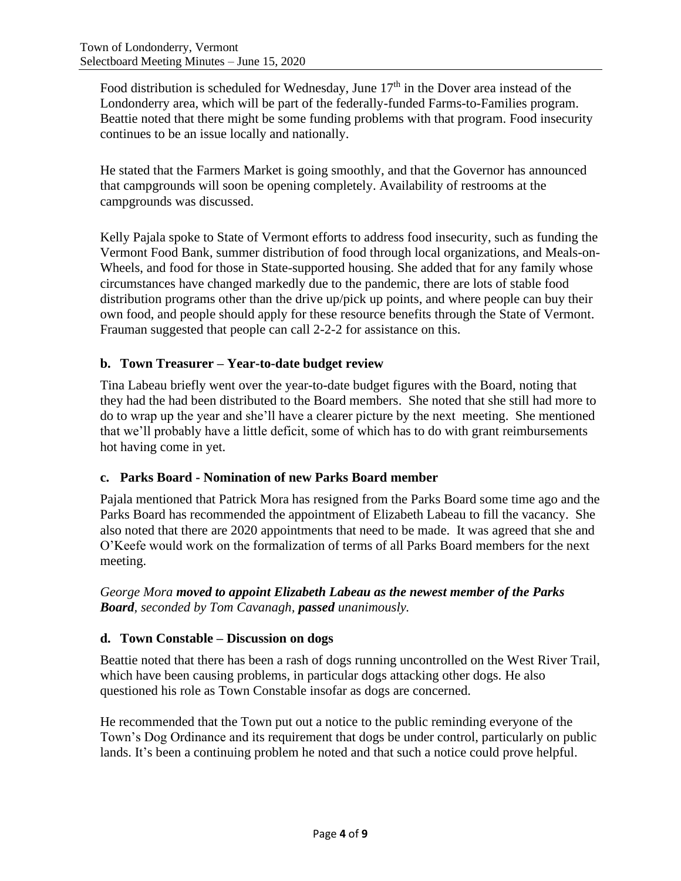Food distribution is scheduled for Wednesday, June 17th in the Dover area instead of the Londonderry area, which will be part of the federally-funded Farms-to-Families program. Beattie noted that there might be some funding problems with that program. Food insecurity continues to be an issue locally and nationally.

He stated that the Farmers Market is going smoothly, and that the Governor has announced that campgrounds will soon be opening completely. Availability of restrooms at the campgrounds was discussed.

Kelly Pajala spoke to State of Vermont efforts to address food insecurity, such as funding the Vermont Food Bank, summer distribution of food through local organizations, and Meals-on-Wheels, and food for those in State-supported housing. She added that for any family whose circumstances have changed markedly due to the pandemic, there are lots of stable food distribution programs other than the drive up/pick up points, and where people can buy their own food, and people should apply for these resource benefits through the State of Vermont. Frauman suggested that people can call 2-2-2 for assistance on this.

### b. Town Treasurer – Year-to-date budget review

Tina Labeau briefly went over the year-to-date budget figures with the Board, noting that they had the had been distributed to the Board members. She noted that she still had more to do to wrap up the year and she'll have a clearer picture by the next meeting. She mentioned that we'll probably have a little deficit, some of which has to do with grant reimbursements hot having come in yet.

### c. Parks Board - Nomination of new Parks Board member

Pajala mentioned that Patrick Mora has resigned from the Parks Board some time ago and the Parks Board has recommended the appointment of Elizabeth Labeau to fill the vacancy. She also noted that there are 2020 appointments that need to be made. It was agreed that she and O'Keefe would work on the formalization of terms of all Parks Board members for the next meeting.

*George Mora **moved to appoint Elizabeth Labeau as the newest member of the Parks Board**, seconded by Tom Cavanagh, **passed** unanimously.*

### d. Town Constable – Discussion on dogs

Beattie noted that there has been a rash of dogs running uncontrolled on the West River Trail, which have been causing problems, in particular dogs attacking other dogs. He also questioned his role as Town Constable insofar as dogs are concerned.

He recommended that the Town put out a notice to the public reminding everyone of the Town's Dog Ordinance and its requirement that dogs be under control, particularly on public lands. It's been a continuing problem he noted and that such a notice could prove helpful.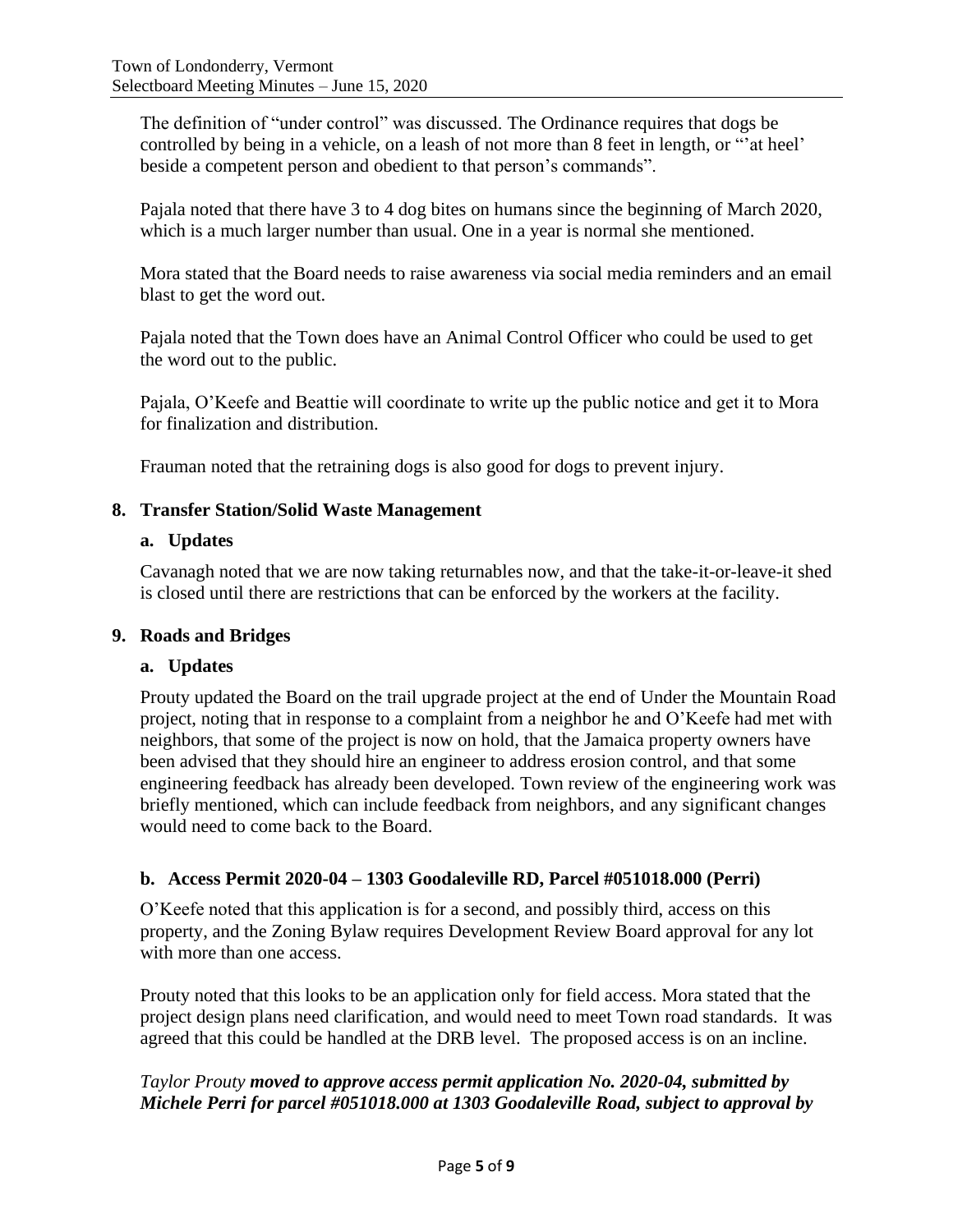The definition of "under control" was discussed. The Ordinance requires that dogs be controlled by being in a vehicle, on a leash of not more than 8 feet in length, or "'at heel' beside a competent person and obedient to that person's commands".

Pajala noted that there have 3 to 4 dog bites on humans since the beginning of March 2020, which is a much larger number than usual. One in a year is normal she mentioned.

Mora stated that the Board needs to raise awareness via social media reminders and an email blast to get the word out.

Pajala noted that the Town does have an Animal Control Officer who could be used to get the word out to the public.

Pajala, O'Keefe and Beattie will coordinate to write up the public notice and get it to Mora for finalization and distribution.

Frauman noted that the retraining dogs is also good for dogs to prevent injury.

## 8. Transfer Station/Solid Waste Management

### a. Updates

Cavanagh noted that we are now taking returnables now, and that the take-it-or-leave-it shed is closed until there are restrictions that can be enforced by the workers at the facility.

## 9. Roads and Bridges

### a. Updates

Prouty updated the Board on the trail upgrade project at the end of Under the Mountain Road project, noting that in response to a complaint from a neighbor he and O'Keefe had met with neighbors, that some of the project is now on hold, that the Jamaica property owners have been advised that they should hire an engineer to address erosion control, and that some engineering feedback has already been developed. Town review of the engineering work was briefly mentioned, which can include feedback from neighbors, and any significant changes would need to come back to the Board.

### b. Access Permit 2020-04 – 1303 Goodaleville RD, Parcel #051018.000 (Perri)

O'Keefe noted that this application is for a second, and possibly third, access on this property, and the Zoning Bylaw requires Development Review Board approval for any lot with more than one access.

Prouty noted that this looks to be an application only for field access. Mora stated that the project design plans need clarification, and would need to meet Town road standards. It was agreed that this could be handled at the DRB level. The proposed access is on an incline.

*Taylor Prouty **moved to approve access permit application No. 2020-04, submitted by Michele Perri for parcel #051018.000 at 1303 Goodaleville Road, subject to approval by***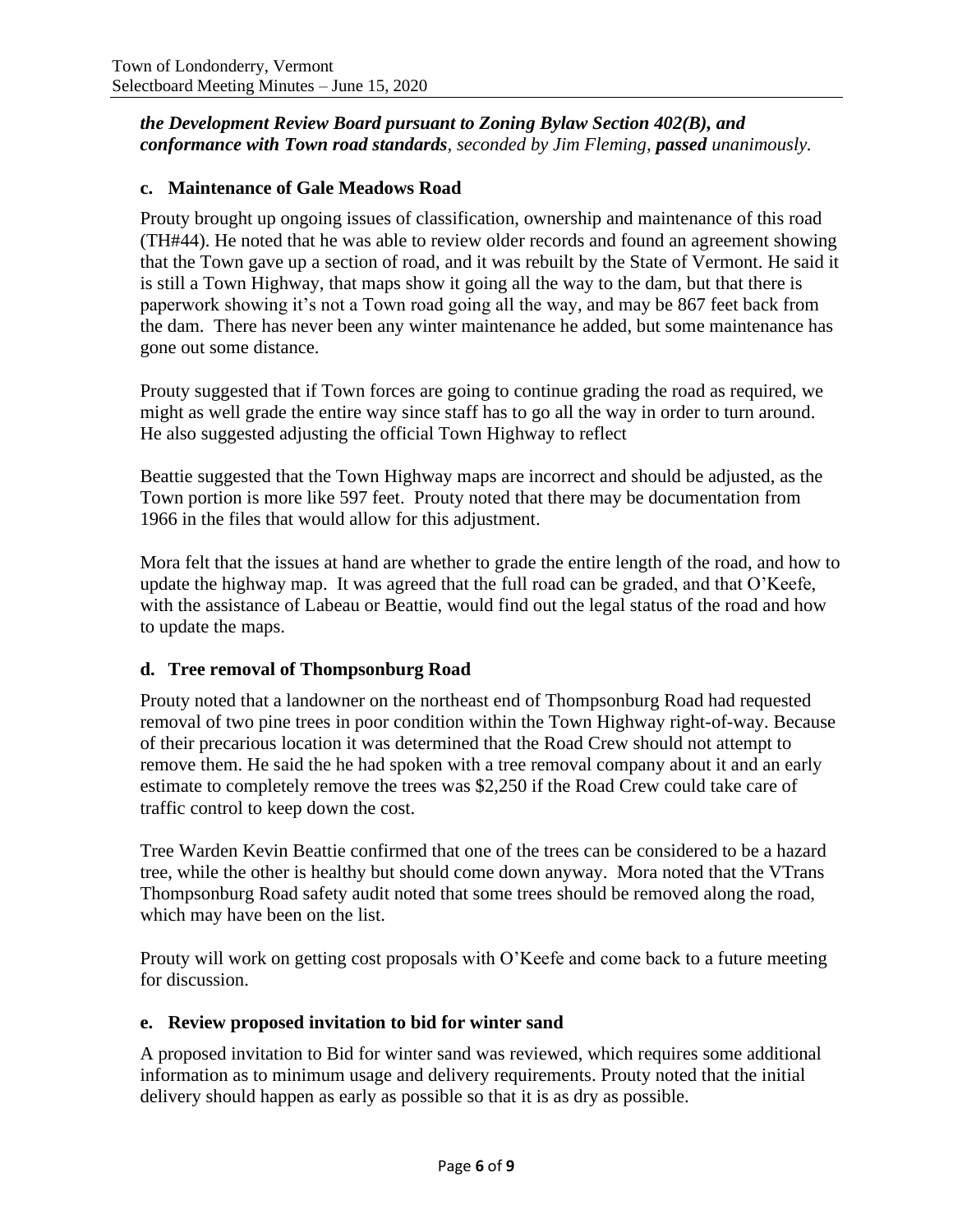***the Development Review Board pursuant to Zoning Bylaw Section 402(B), and conformance with Town road standards****, seconded by Jim Fleming,* ***passed*** *unanimously.*

### c. Maintenance of Gale Meadows Road

Prouty brought up ongoing issues of classification, ownership and maintenance of this road (TH#44). He noted that he was able to review older records and found an agreement showing that the Town gave up a section of road, and it was rebuilt by the State of Vermont. He said it is still a Town Highway, that maps show it going all the way to the dam, but that there is paperwork showing it's not a Town road going all the way, and may be 867 feet back from the dam. There has never been any winter maintenance he added, but some maintenance has gone out some distance.

Prouty suggested that if Town forces are going to continue grading the road as required, we might as well grade the entire way since staff has to go all the way in order to turn around. He also suggested adjusting the official Town Highway to reflect

Beattie suggested that the Town Highway maps are incorrect and should be adjusted, as the Town portion is more like 597 feet. Prouty noted that there may be documentation from 1966 in the files that would allow for this adjustment.

Mora felt that the issues at hand are whether to grade the entire length of the road, and how to update the highway map. It was agreed that the full road can be graded, and that O'Keefe, with the assistance of Labeau or Beattie, would find out the legal status of the road and how to update the maps.

### d. Tree removal of Thompsonburg Road

Prouty noted that a landowner on the northeast end of Thompsonburg Road had requested removal of two pine trees in poor condition within the Town Highway right-of-way. Because of their precarious location it was determined that the Road Crew should not attempt to remove them. He said the he had spoken with a tree removal company about it and an early estimate to completely remove the trees was $2,250 if the Road Crew could take care of traffic control to keep down the cost.

Tree Warden Kevin Beattie confirmed that one of the trees can be considered to be a hazard tree, while the other is healthy but should come down anyway. Mora noted that the VTrans Thompsonburg Road safety audit noted that some trees should be removed along the road, which may have been on the list.

Prouty will work on getting cost proposals with O'Keefe and come back to a future meeting for discussion.

### e. Review proposed invitation to bid for winter sand

A proposed invitation to Bid for winter sand was reviewed, which requires some additional information as to minimum usage and delivery requirements. Prouty noted that the initial delivery should happen as early as possible so that it is as dry as possible.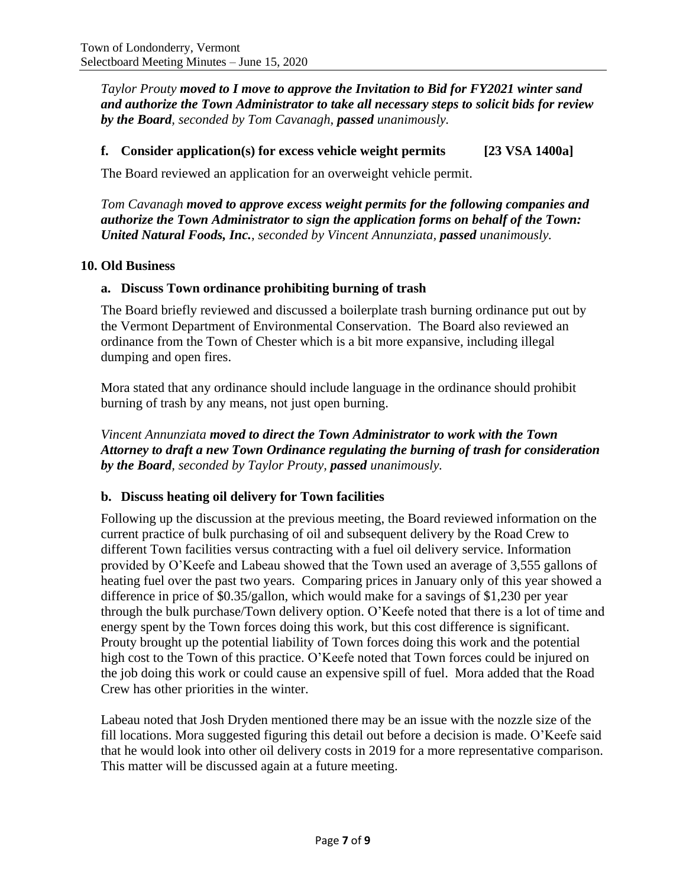*Taylor Prouty* ***moved to I move to approve the Invitation to Bid for FY2021 winter sand and authorize the Town Administrator to take all necessary steps to solicit bids for review by the Board****, seconded by Tom Cavanagh,* ***passed*** *unanimously.*

### f. Consider application(s) for excess vehicle weight permits [23 VSA 1400a]

The Board reviewed an application for an overweight vehicle permit.

*Tom Cavanagh* ***moved to approve excess weight permits for the following companies and authorize the Town Administrator to sign the application forms on behalf of the Town: United Natural Foods, Inc.****, seconded by Vincent Annunziata,* ***passed*** *unanimously.*

## 10. Old Business

### a. Discuss Town ordinance prohibiting burning of trash

The Board briefly reviewed and discussed a boilerplate trash burning ordinance put out by the Vermont Department of Environmental Conservation. The Board also reviewed an ordinance from the Town of Chester which is a bit more expansive, including illegal dumping and open fires.

Mora stated that any ordinance should include language in the ordinance should prohibit burning of trash by any means, not just open burning.

*Vincent Annunziata* ***moved to direct the Town Administrator to work with the Town Attorney to draft a new Town Ordinance regulating the burning of trash for consideration by the Board****, seconded by Taylor Prouty,* ***passed*** *unanimously.*

### b. Discuss heating oil delivery for Town facilities

Following up the discussion at the previous meeting, the Board reviewed information on the current practice of bulk purchasing of oil and subsequent delivery by the Road Crew to different Town facilities versus contracting with a fuel oil delivery service. Information provided by O'Keefe and Labeau showed that the Town used an average of 3,555 gallons of heating fuel over the past two years. Comparing prices in January only of this year showed a difference in price of $0.35/gallon, which would make for a savings of $1,230 per year through the bulk purchase/Town delivery option. O'Keefe noted that there is a lot of time and energy spent by the Town forces doing this work, but this cost difference is significant. Prouty brought up the potential liability of Town forces doing this work and the potential high cost to the Town of this practice. O'Keefe noted that Town forces could be injured on the job doing this work or could cause an expensive spill of fuel. Mora added that the Road Crew has other priorities in the winter.

Labeau noted that Josh Dryden mentioned there may be an issue with the nozzle size of the fill locations. Mora suggested figuring this detail out before a decision is made. O'Keefe said that he would look into other oil delivery costs in 2019 for a more representative comparison. This matter will be discussed again at a future meeting.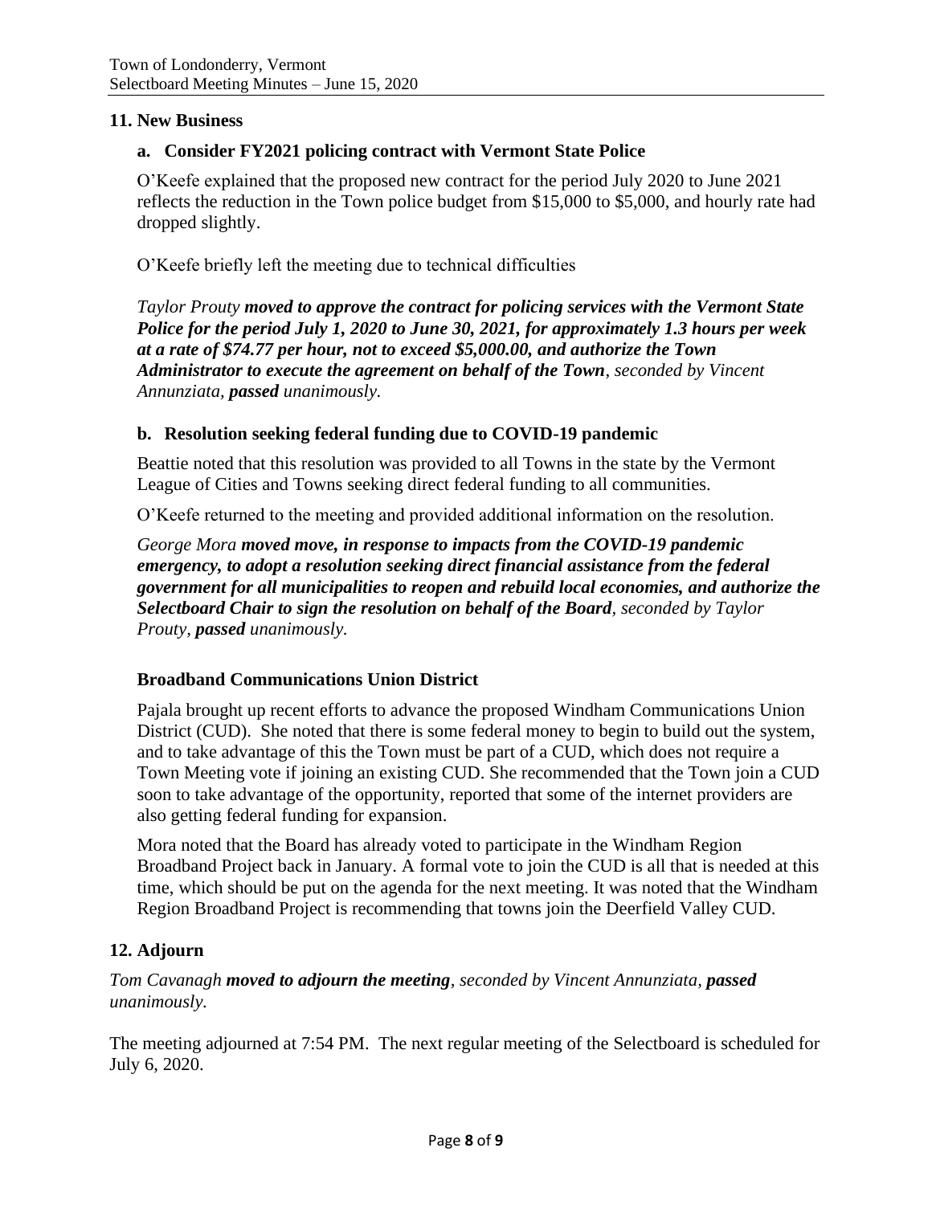## 11. New Business

### a. Consider FY2021 policing contract with Vermont State Police

O'Keefe explained that the proposed new contract for the period July 2020 to June 2021 reflects the reduction in the Town police budget from $15,000 to $5,000, and hourly rate had dropped slightly.

O'Keefe briefly left the meeting due to technical difficulties

*Taylor Prouty* ***moved to approve the contract for policing services with the Vermont State Police for the period July 1, 2020 to June 30, 2021, for approximately 1.3 hours per week at a rate of $74.77 per hour, not to exceed $5,000.00, and authorize the Town Administrator to execute the agreement on behalf of the Town****, seconded by Vincent Annunziata,* ***passed*** *unanimously.*

### b. Resolution seeking federal funding due to COVID-19 pandemic

Beattie noted that this resolution was provided to all Towns in the state by the Vermont League of Cities and Towns seeking direct federal funding to all communities.

O'Keefe returned to the meeting and provided additional information on the resolution.

*George Mora* ***moved move, in response to impacts from the COVID-19 pandemic emergency, to adopt a resolution seeking direct financial assistance from the federal government for all municipalities to reopen and rebuild local economies, and authorize the Selectboard Chair to sign the resolution on behalf of the Board****, seconded by Taylor Prouty,* ***passed*** *unanimously.*

### Broadband Communications Union District

Pajala brought up recent efforts to advance the proposed Windham Communications Union District (CUD). She noted that there is some federal money to begin to build out the system, and to take advantage of this the Town must be part of a CUD, which does not require a Town Meeting vote if joining an existing CUD. She recommended that the Town join a CUD soon to take advantage of the opportunity, reported that some of the internet providers are also getting federal funding for expansion.

Mora noted that the Board has already voted to participate in the Windham Region Broadband Project back in January. A formal vote to join the CUD is all that is needed at this time, which should be put on the agenda for the next meeting. It was noted that the Windham Region Broadband Project is recommending that towns join the Deerfield Valley CUD.

## 12. Adjourn

*Tom Cavanagh* ***moved to adjourn the meeting****, seconded by Vincent Annunziata,* ***passed*** *unanimously.*

The meeting adjourned at 7:54 PM. The next regular meeting of the Selectboard is scheduled for July 6, 2020.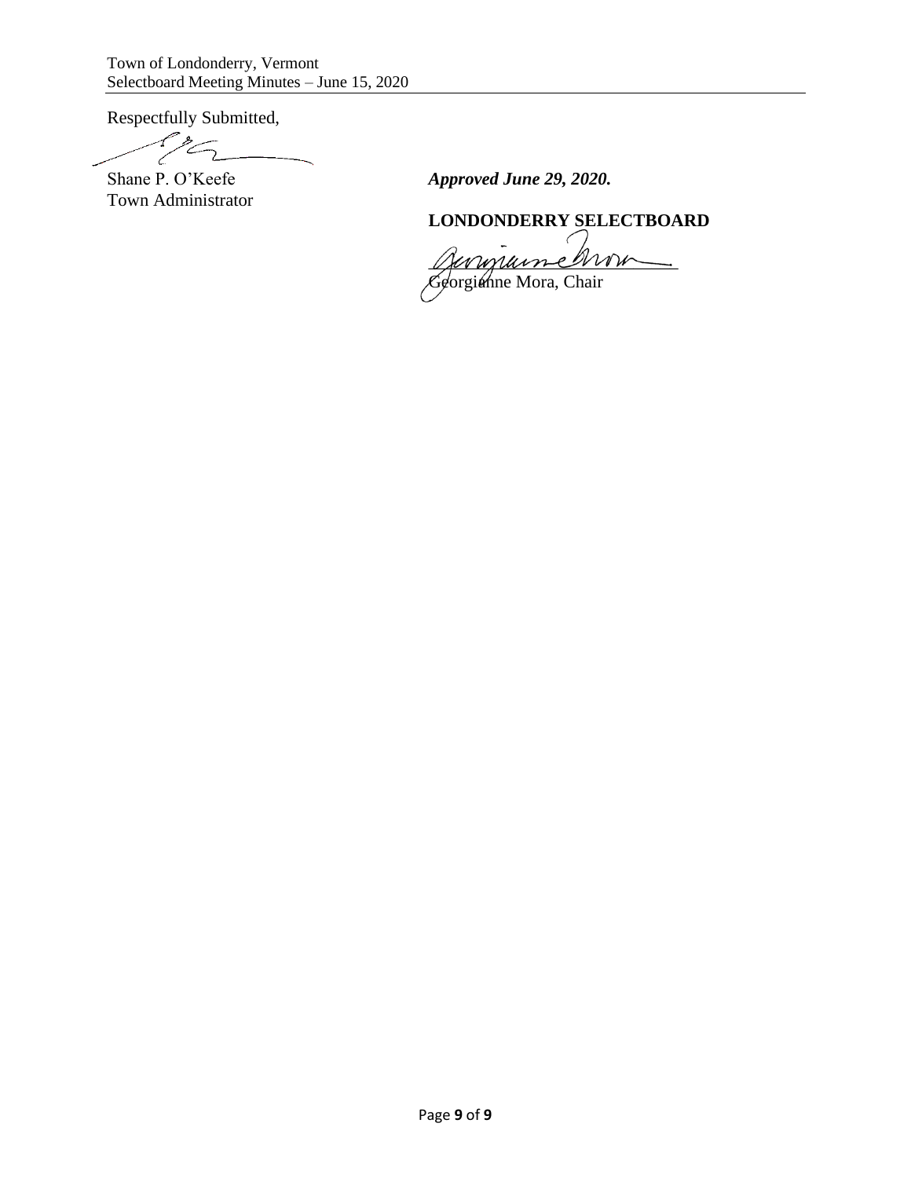Respectfully Submitted,

Shane P. O'Keefe
Town Administrator

***Approved June 29, 2020.***

**LONDONDERRY SELECTBOARD**

Georgianne Mora, Chair